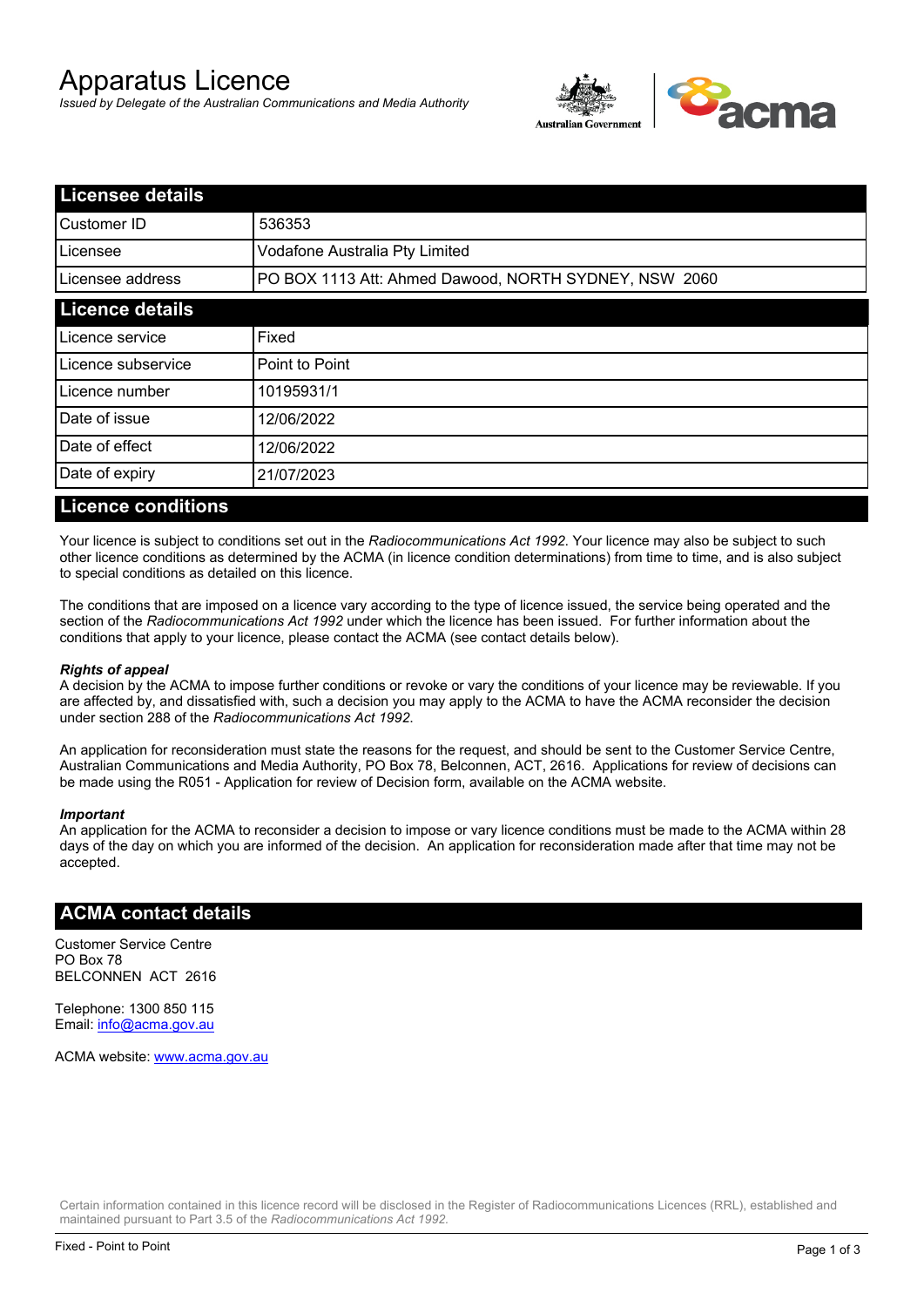# Apparatus Licence

*Issued by Delegate of the Australian Communications and Media Authority*

## Licensee details

| Licensee details | |
|---|---|
| Customer ID | 536353 |
| Licensee | Vodafone Australia Pty Limited |
| Licensee address | PO BOX 1113 Att: Ahmed Dawood, NORTH SYDNEY, NSW 2060 |

## Licence details

| Licence details | |
|---|---|
| Licence service | Fixed |
| Licence subservice | Point to Point |
| Licence number | 10195931/1 |
| Date of issue | 12/06/2022 |
| Date of effect | 12/06/2022 |
| Date of expiry | 21/07/2023 |

## Licence conditions

Your licence is subject to conditions set out in the *Radiocommunications Act 1992*. Your licence may also be subject to such other licence conditions as determined by the ACMA (in licence condition determinations) from time to time, and is also subject to special conditions as detailed on this licence.

The conditions that are imposed on a licence vary according to the type of licence issued, the service being operated and the section of the *Radiocommunications Act 1992* under which the licence has been issued. For further information about the conditions that apply to your licence, please contact the ACMA (see contact details below).

***Rights of appeal***

A decision by the ACMA to impose further conditions or revoke or vary the conditions of your licence may be reviewable. If you are affected by, and dissatisfied with, such a decision you may apply to the ACMA to have the ACMA reconsider the decision under section 288 of the *Radiocommunications Act 1992*.

An application for reconsideration must state the reasons for the request, and should be sent to the Customer Service Centre, Australian Communications and Media Authority, PO Box 78, Belconnen, ACT, 2616. Applications for review of decisions can be made using the R051 - Application for review of Decision form, available on the ACMA website.

***Important***

An application for the ACMA to reconsider a decision to impose or vary licence conditions must be made to the ACMA within 28 days of the day on which you are informed of the decision. An application for reconsideration made after that time may not be accepted.

## ACMA contact details

Customer Service Centre
PO Box 78
BELCONNEN ACT 2616

Telephone: 1300 850 115
Email: info@acma.gov.au

ACMA website: www.acma.gov.au

Certain information contained in this licence record will be disclosed in the Register of Radiocommunications Licences (RRL), established and maintained pursuant to Part 3.5 of the *Radiocommunications Act 1992.*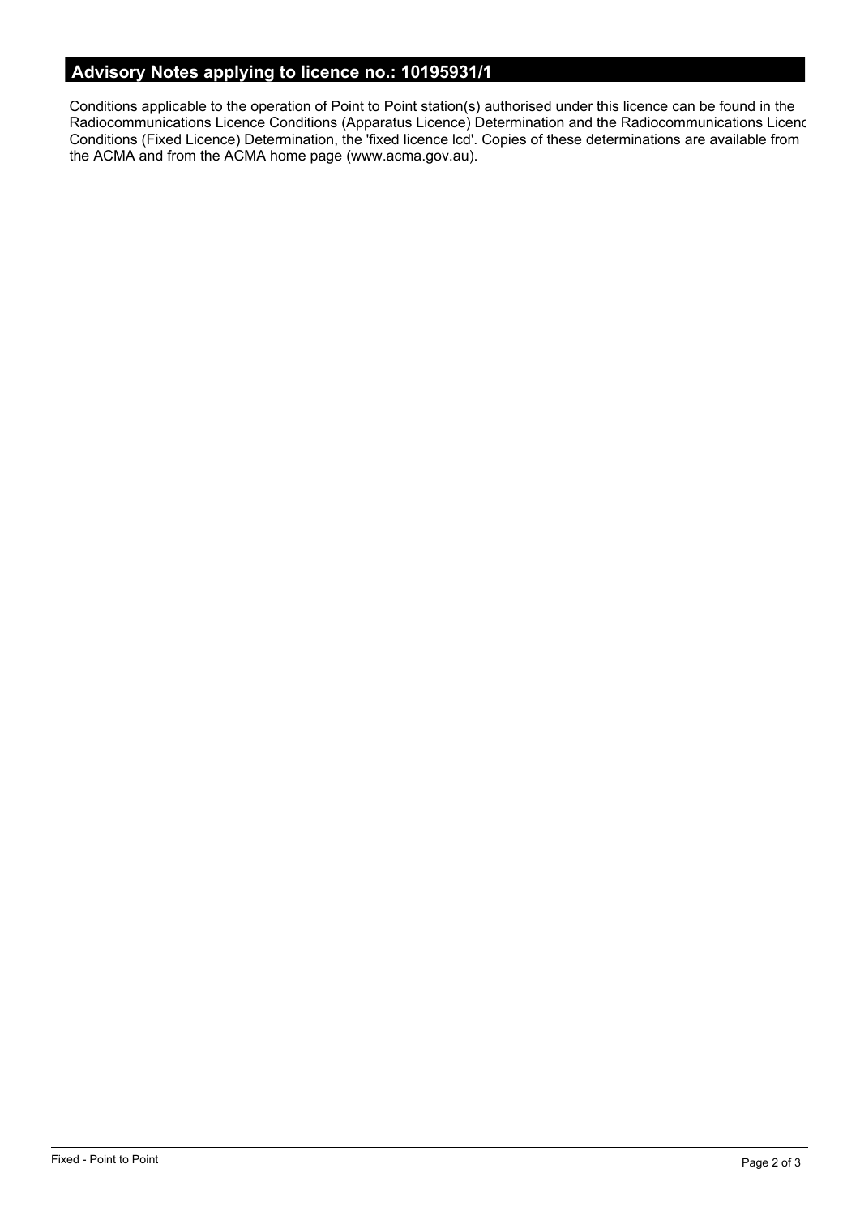## Advisory Notes applying to licence no.: 10195931/1

Conditions applicable to the operation of Point to Point station(s) authorised under this licence can be found in the Radiocommunications Licence Conditions (Apparatus Licence) Determination and the Radiocommunications Licenc Conditions (Fixed Licence) Determination, the 'fixed licence lcd'. Copies of these determinations are available from the ACMA and from the ACMA home page (www.acma.gov.au).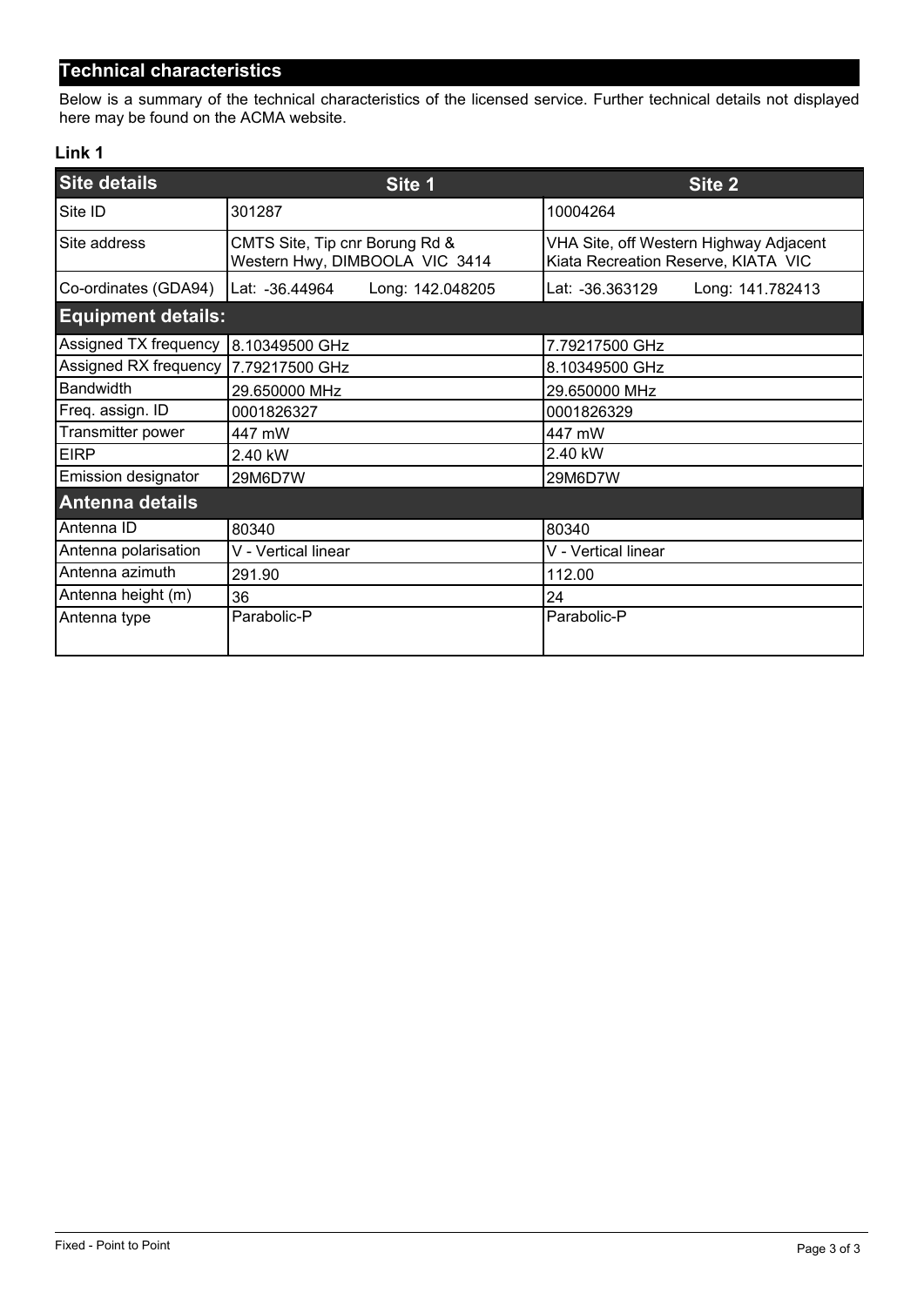## Technical characteristics

Below is a summary of the technical characteristics of the licensed service. Further technical details not displayed here may be found on the ACMA website.

**Link 1**

| Site details | Site 1 | Site 2 |
|---|---|---|
| Site ID | 301287 | 10004264 |
| Site address | CMTS Site, Tip cnr Borung Rd & Western Hwy, DIMBOOLA VIC 3414 | VHA Site, off Western Highway Adjacent Kiata Recreation Reserve, KIATA VIC |
| Co-ordinates (GDA94) | Lat: -36.44964 Long: 142.048205 | Lat: -36.363129 Long: 141.782413 |
| **Equipment details:** | | |
| Assigned TX frequency | 8.10349500 GHz | 7.79217500 GHz |
| Assigned RX frequency | 7.79217500 GHz | 8.10349500 GHz |
| Bandwidth | 29.650000 MHz | 29.650000 MHz |
| Freq. assign. ID | 0001826327 | 0001826329 |
| Transmitter power | 447 mW | 447 mW |
| EIRP | 2.40 kW | 2.40 kW |
| Emission designator | 29M6D7W | 29M6D7W |
| **Antenna details** | | |
| Antenna ID | 80340 | 80340 |
| Antenna polarisation | V - Vertical linear | V - Vertical linear |
| Antenna azimuth | 291.90 | 112.00 |
| Antenna height (m) | 36 | 24 |
| Antenna type | Parabolic-P | Parabolic-P |

Fixed - Point to Point